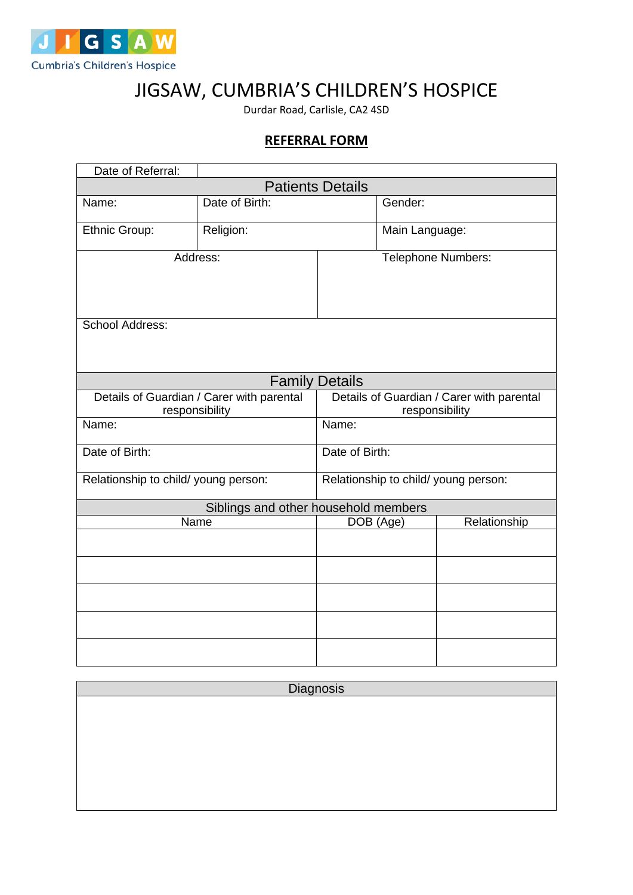JIGSAW
Cumbria's Children's Hospice

# JIGSAW, CUMBRIA'S CHILDREN'S HOSPICE

Durdar Road, Carlisle, CA2 4SD

## REFERRAL FORM

| Date of Referral: | | |
|---|---|---|
| **Patients Details** | | |
| Name: | Date of Birth: | Gender: |
| Ethnic Group: | Religion: | Main Language: |

| Address: | Telephone Numbers: |
|---|---|
| School Address: | |

| **Family Details** | |
|---|---|
| Details of Guardian / Carer with parental responsibility | Details of Guardian / Carer with parental responsibility |
| Name: | Name: |
| Date of Birth: | Date of Birth: |
| Relationship to child/ young person: | Relationship to child/ young person: |

| **Siblings and other household members** | | |
|---|---|---|
| Name | DOB (Age) | Relationship |
| | | |
| | | |
| | | |
| | | |
| | | |

| Diagnosis |
|---|
| |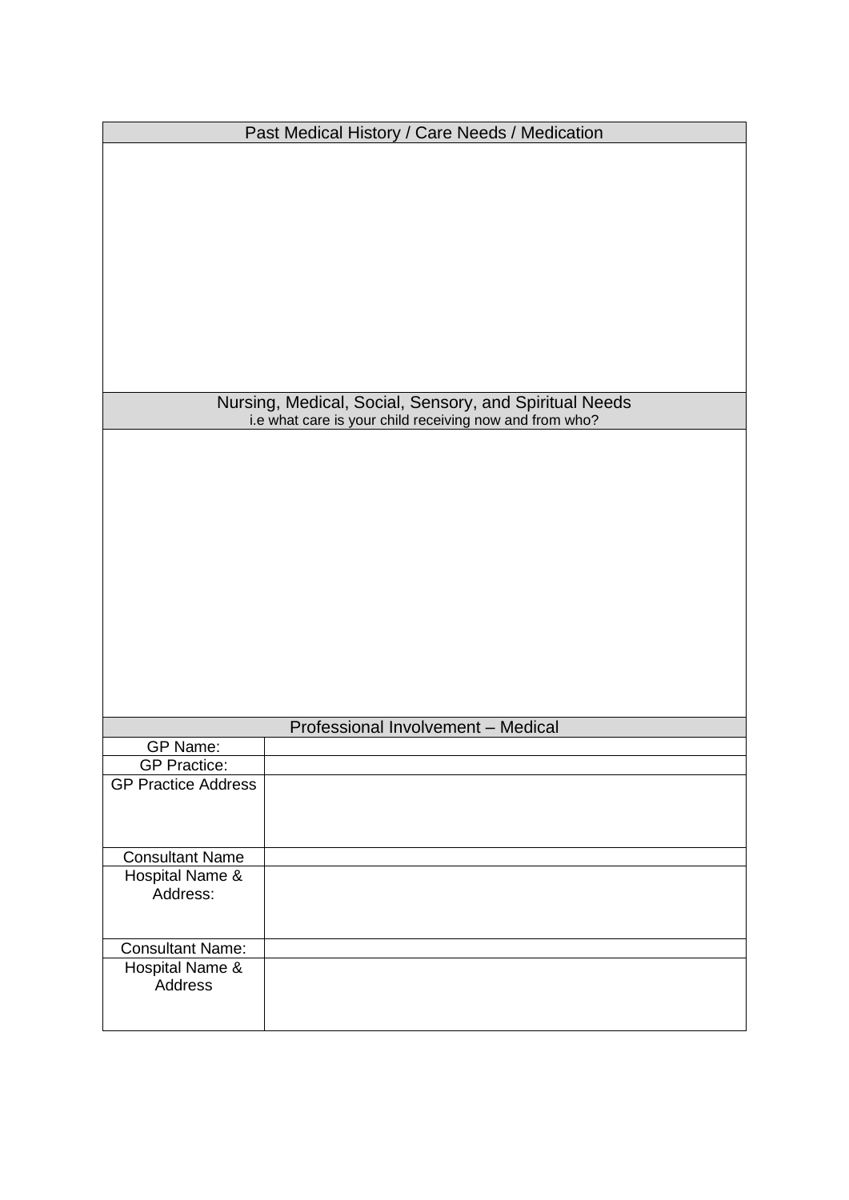| Past Medical History / Care Needs / Medication |
| --- |
| |

| Nursing, Medical, Social, Sensory, and Spiritual Needs<br>i.e what care is your child receiving now and from who? |
| --- |
| |

| Professional Involvement – Medical | |
| --- | --- |
| GP Name: | |
| GP Practice: | |
| GP Practice Address | |
| Consultant Name | |
| Hospital Name & Address: | |
| Consultant Name: | |
| Hospital Name & Address | |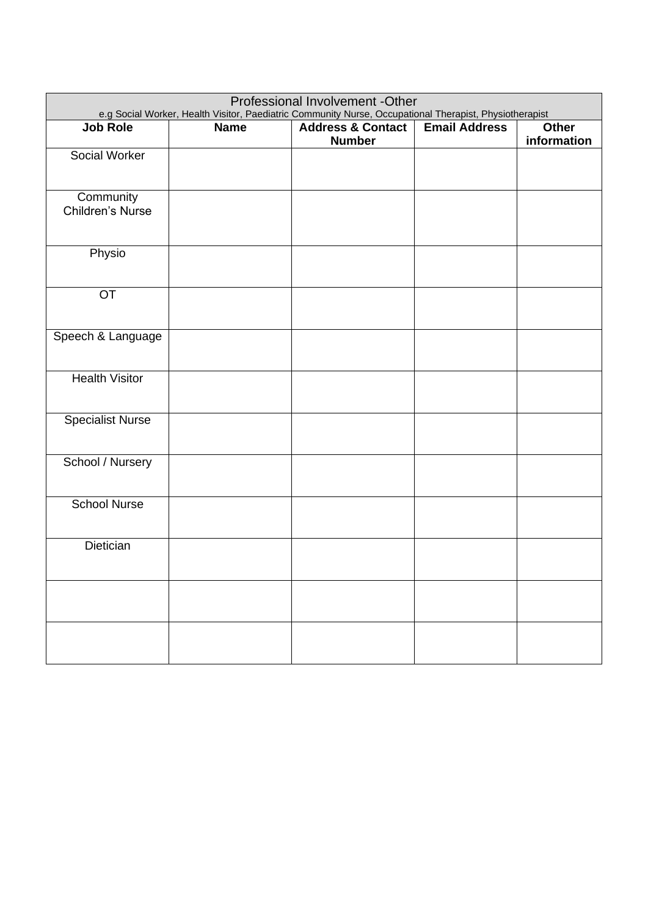| Professional Involvement -Other<br>e.g Social Worker, Health Visitor, Paediatric Community Nurse, Occupational Therapist, Physiotherapist | | | | |
|---|---|---|---|---|
| **Job Role** | **Name** | **Address & Contact Number** | **Email Address** | **Other information** |
| Social Worker | | | | |
| Community Children's Nurse | | | | |
| Physio | | | | |
| OT | | | | |
| Speech & Language | | | | |
| Health Visitor | | | | |
| Specialist Nurse | | | | |
| School / Nursery | | | | |
| School Nurse | | | | |
| Dietician | | | | |
| | | | | |
| | | | | |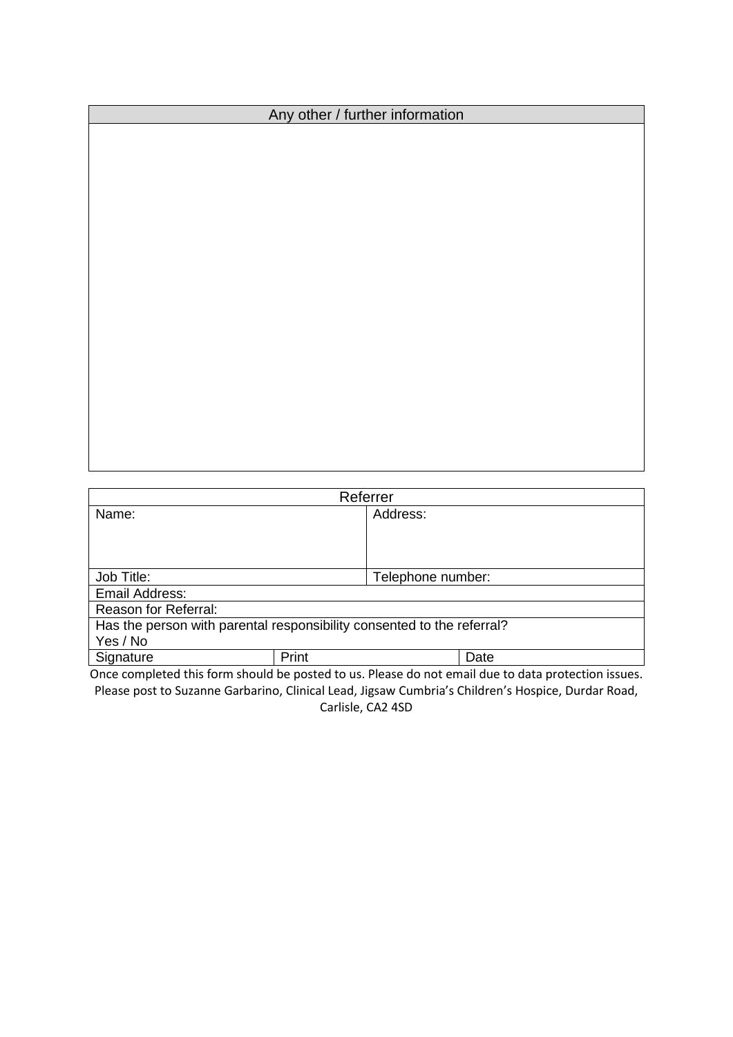| Any other / further information |
|---|
| |

| Referrer | | | |
|---|---|---|---|
| Name: | | Address: | |
| Job Title: | | Telephone number: | |
| Email Address: | | | |
| Reason for Referral: | | | |
| Has the person with parental responsibility consented to the referral? Yes / No | | | |
| Signature | Print | | Date |

Once completed this form should be posted to us. Please do not email due to data protection issues. Please post to Suzanne Garbarino, Clinical Lead, Jigsaw Cumbria's Children's Hospice, Durdar Road, Carlisle, CA2 4SD